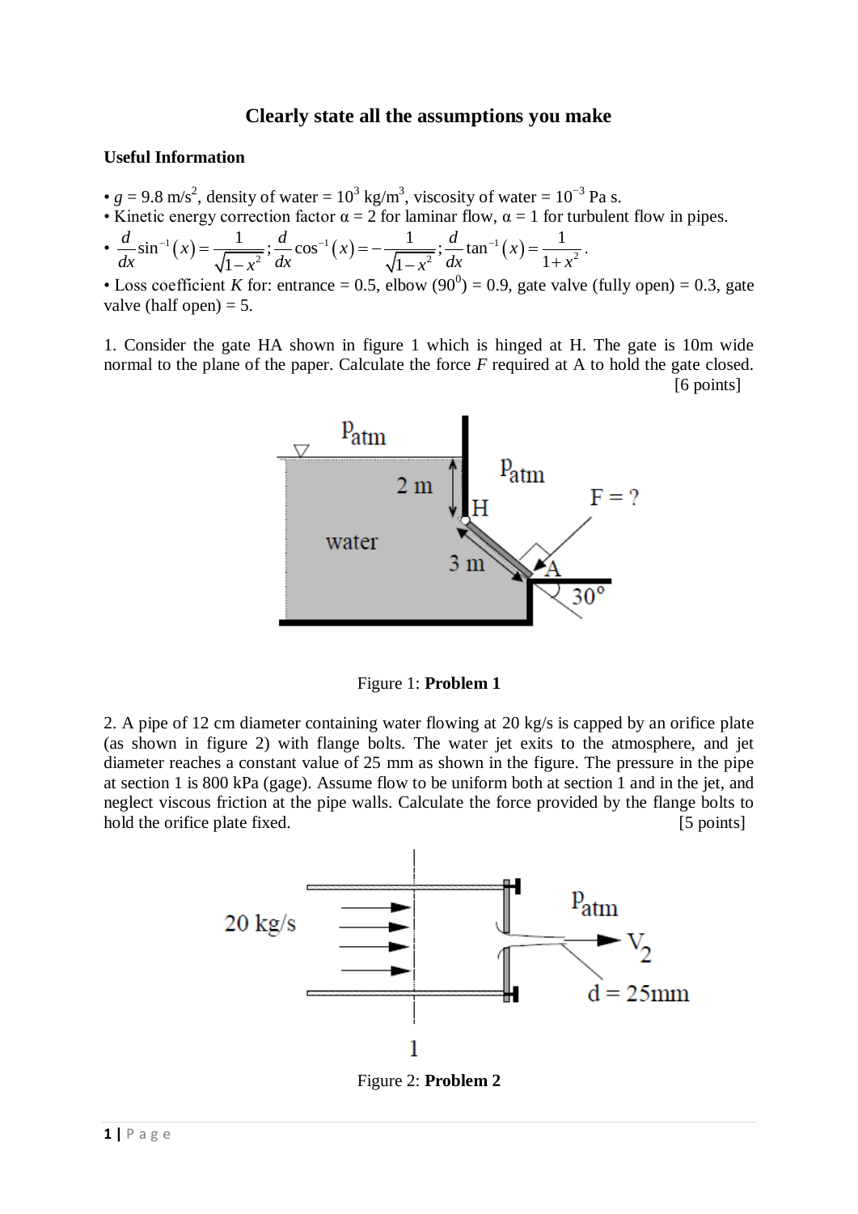**Clearly state all the assumptions you make**

**Useful Information**

- $g$ = 9.8 m/s$^2$, density of water = $10^3$ kg/m$^3$, viscosity of water = $10^{-3}$ Pa s.
- Kinetic energy correction factor α = 2 for laminar flow, α = 1 for turbulent flow in pipes.
- $\frac{d}{dx}\sin^{-1}(x) = \frac{1}{\sqrt{1-x^2}}; \frac{d}{dx}\cos^{-1}(x) = -\frac{1}{\sqrt{1-x^2}}; \frac{d}{dx}\tan^{-1}(x) = \frac{1}{1+x^2}$.
- Loss coefficient $K$ for: entrance = 0.5, elbow (90$^0$) = 0.9, gate valve (fully open) = 0.3, gate valve (half open) = 5.

1. Consider the gate HA shown in figure 1 which is hinged at H. The gate is 10m wide normal to the plane of the paper. Calculate the force $F$ required at A to hold the gate closed. [6 points]

Figure 1: **Problem 1**

2. A pipe of 12 cm diameter containing water flowing at 20 kg/s is capped by an orifice plate (as shown in figure 2) with flange bolts. The water jet exits to the atmosphere, and jet diameter reaches a constant value of 25 mm as shown in the figure. The pressure in the pipe at section 1 is 800 kPa (gage). Assume flow to be uniform both at section 1 and in the jet, and neglect viscous friction at the pipe walls. Calculate the force provided by the flange bolts to hold the orifice plate fixed. [5 points]

Figure 2: **Problem 2**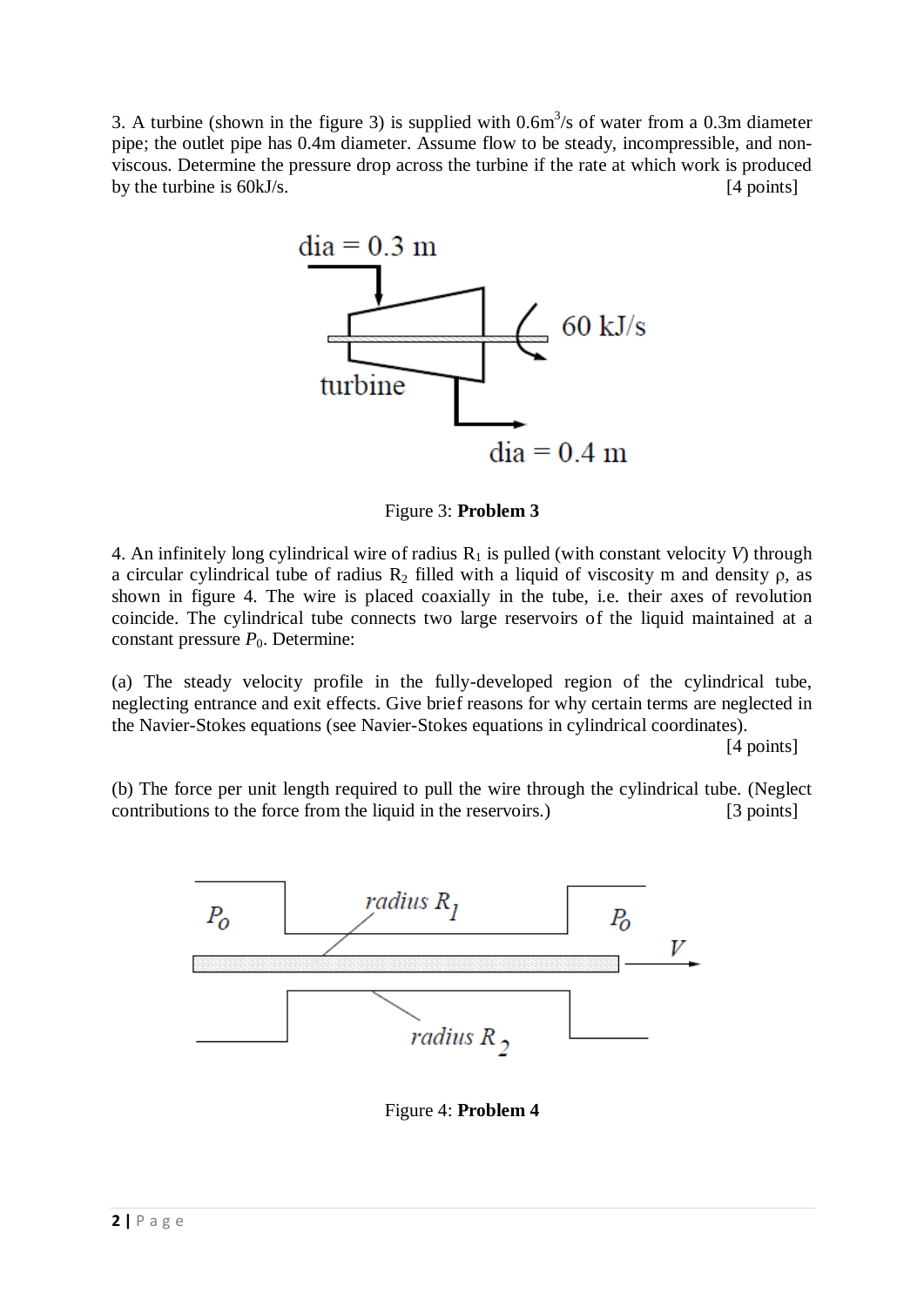3. A turbine (shown in the figure 3) is supplied with $0.6 m^3/s$ of water from a 0.3m diameter pipe; the outlet pipe has 0.4m diameter. Assume flow to be steady, incompressible, and non-viscous. Determine the pressure drop across the turbine if the rate at which work is produced by the turbine is 60kJ/s. [4 points]

Figure 3: **Problem 3**

4. An infinitely long cylindrical wire of radius $R_1$ is pulled (with constant velocity $V$) through a circular cylindrical tube of radius $R_2$ filled with a liquid of viscosity m and density $\rho$, as shown in figure 4. The wire is placed coaxially in the tube, i.e. their axes of revolution coincide. The cylindrical tube connects two large reservoirs of the liquid maintained at a constant pressure $P_0$. Determine:

(a) The steady velocity profile in the fully-developed region of the cylindrical tube, neglecting entrance and exit effects. Give brief reasons for why certain terms are neglected in the Navier-Stokes equations (see Navier-Stokes equations in cylindrical coordinates). [4 points]

(b) The force per unit length required to pull the wire through the cylindrical tube. (Neglect contributions to the force from the liquid in the reservoirs.) [3 points]

Figure 4: **Problem 4**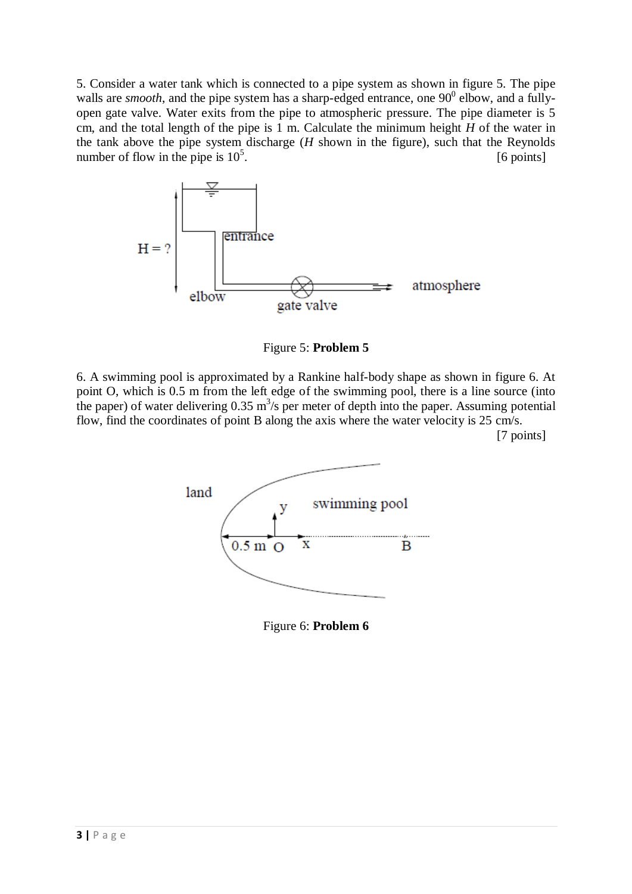5. Consider a water tank which is connected to a pipe system as shown in figure 5. The pipe walls are *smooth*, and the pipe system has a sharp-edged entrance, one $90^0$ elbow, and a fully-open gate valve. Water exits from the pipe to atmospheric pressure. The pipe diameter is 5 cm, and the total length of the pipe is 1 m. Calculate the minimum height $H$ of the water in the tank above the pipe system discharge ($H$ shown in the figure), such that the Reynolds number of flow in the pipe is $10^5$. [6 points]

Figure 5: **Problem 5**

6. A swimming pool is approximated by a Rankine half-body shape as shown in figure 6. At point O, which is 0.5 m from the left edge of the swimming pool, there is a line source (into the paper) of water delivering 0.35 $m^3/s$ per meter of depth into the paper. Assuming potential flow, find the coordinates of point B along the axis where the water velocity is 25 cm/s. [7 points]

Figure 6: **Problem 6**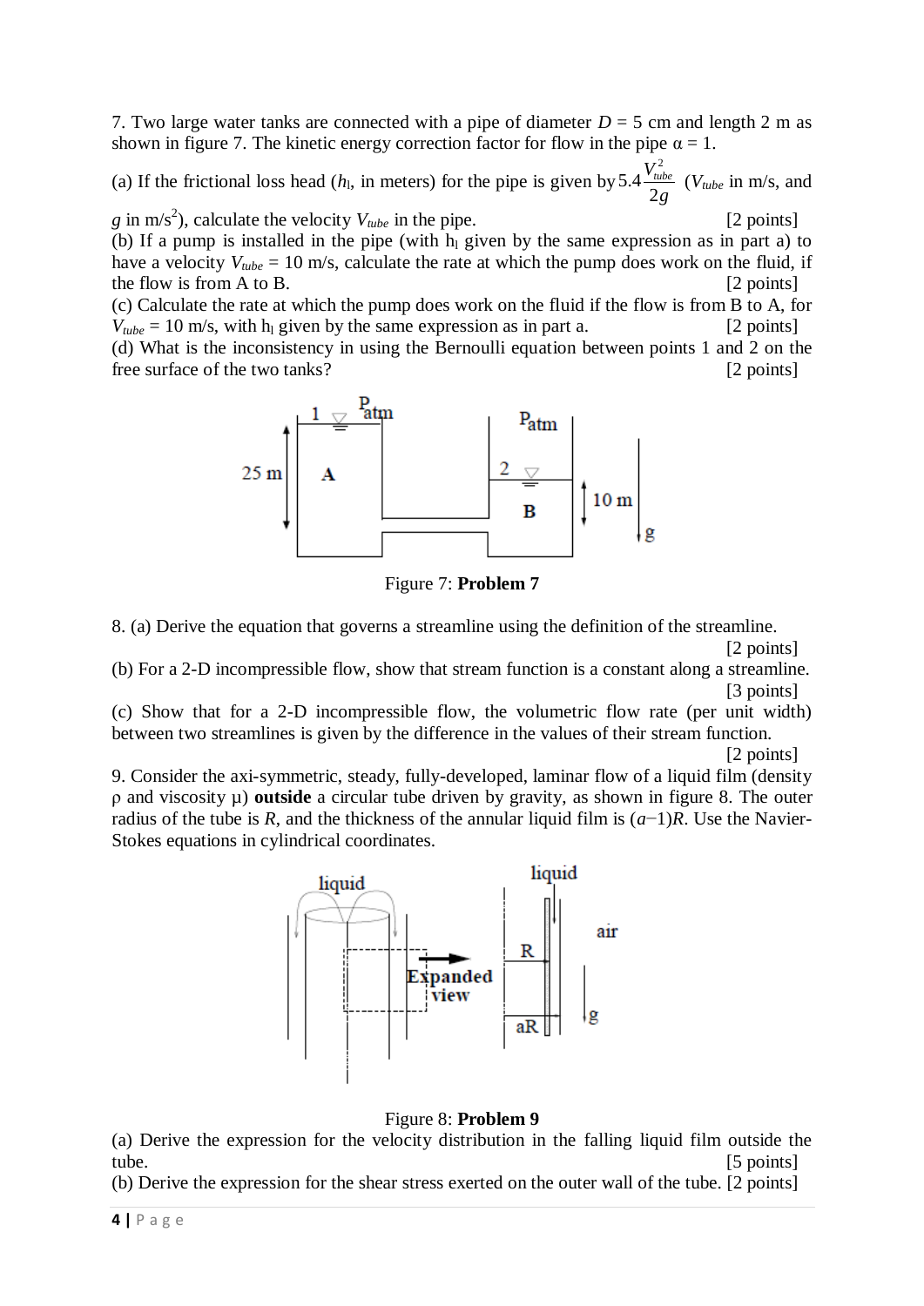7. Two large water tanks are connected with a pipe of diameter $D$ = 5 cm and length 2 m as shown in figure 7. The kinetic energy correction factor for flow in the pipe $\alpha$ = 1.

(a) If the frictional loss head ($h_l$, in meters) for the pipe is given by $5.4\dfrac{V_{tube}^2}{2g}$ ($V_{tube}$ in m/s, and $g$ in m/s[2]), calculate the velocity $V_{tube}$ in the pipe. [2 points]

(b) If a pump is installed in the pipe (with $h_l$ given by the same expression as in part a) to have a velocity $V_{tube}$ = 10 m/s, calculate the rate at which the pump does work on the fluid, if the flow is from A to B. [2 points]

(c) Calculate the rate at which the pump does work on the fluid if the flow is from B to A, for $V_{tube}$ = 10 m/s, with $h_l$ given by the same expression as in part a. [2 points]

(d) What is the inconsistency in using the Bernoulli equation between points 1 and 2 on the free surface of the two tanks? [2 points]

Figure 7: **Problem 7**

8. (a) Derive the equation that governs a streamline using the definition of the streamline. [2 points]

(b) For a 2-D incompressible flow, show that stream function is a constant along a streamline. [3 points]

(c) Show that for a 2-D incompressible flow, the volumetric flow rate (per unit width) between two streamlines is given by the difference in the values of their stream function. [2 points]

9. Consider the axi-symmetric, steady, fully-developed, laminar flow of a liquid film (density $\rho$ and viscosity $\mu$) **outside** a circular tube driven by gravity, as shown in figure 8. The outer radius of the tube is $R$, and the thickness of the annular liquid film is $(a-1)R$. Use the Navier-Stokes equations in cylindrical coordinates.

Figure 8: **Problem 9**

(a) Derive the expression for the velocity distribution in the falling liquid film outside the tube. [5 points]

(b) Derive the expression for the shear stress exerted on the outer wall of the tube. [2 points]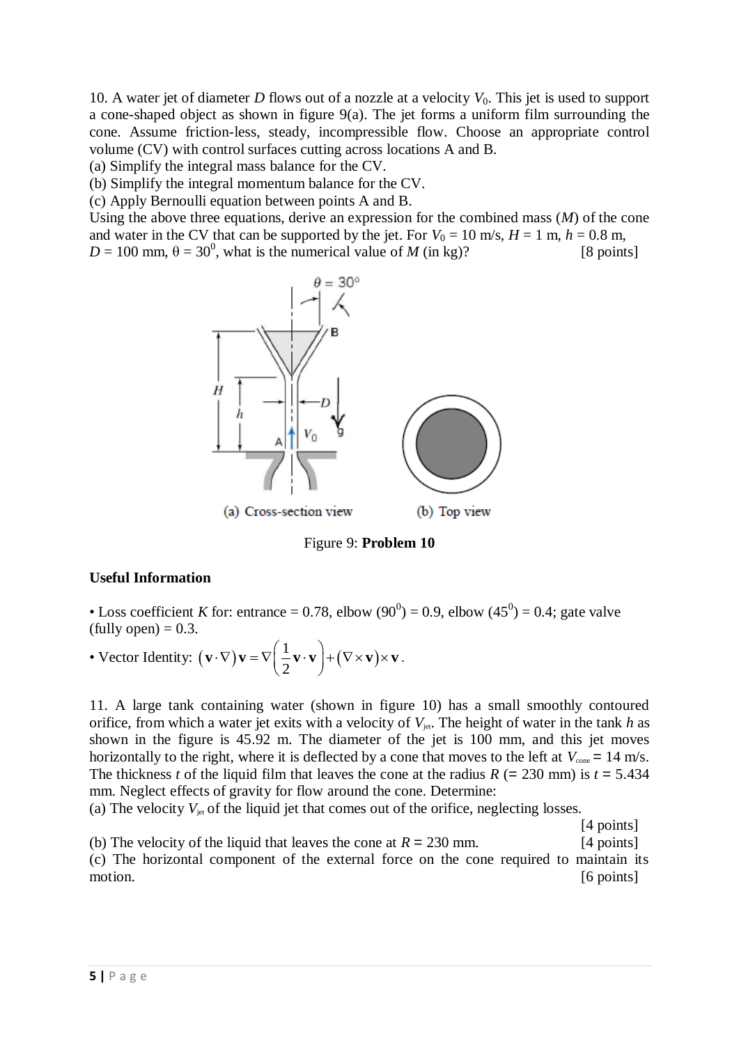10. A water jet of diameter $D$ flows out of a nozzle at a velocity $V_0$. This jet is used to support a cone-shaped object as shown in figure 9(a). The jet forms a uniform film surrounding the cone. Assume friction-less, steady, incompressible flow. Choose an appropriate control volume (CV) with control surfaces cutting across locations A and B.

(a) Simplify the integral mass balance for the CV.

(b) Simplify the integral momentum balance for the CV.

(c) Apply Bernoulli equation between points A and B.

Using the above three equations, derive an expression for the combined mass ($M$) of the cone and water in the CV that can be supported by the jet. For $V_0$ = 10 m/s, $H$ = 1 m, $h$ = 0.8 m, $D$ = 100 mm, $\theta = 30^0$, what is the numerical value of $M$ (in kg)? [8 points]

(a) Cross-section view (b) Top view

Figure 9: **Problem 10**

**Useful Information**

- Loss coefficient $K$ for: entrance = 0.78, elbow ($90^0$) = 0.9, elbow ($45^0$) = 0.4; gate valve (fully open) = 0.3.
- Vector Identity: $\left(\mathbf{v}\cdot\nabla\right)\mathbf{v} = \nabla\left(\frac{1}{2}\mathbf{v}\cdot\mathbf{v}\right) + \left(\nabla\times\mathbf{v}\right)\times\mathbf{v}$.

11. A large tank containing water (shown in figure 10) has a small smoothly contoured orifice, from which a water jet exits with a velocity of $V_{jet}$. The height of water in the tank $h$ as shown in the figure is 45.92 m. The diameter of the jet is 100 mm, and this jet moves horizontally to the right, where it is deflected by a cone that moves to the left at $V_{cone}$ = 14 m/s. The thickness $t$ of the liquid film that leaves the cone at the radius $R$ (= 230 mm) is $t$ = 5.434 mm. Neglect effects of gravity for flow around the cone. Determine:

(a) The velocity $V_{jet}$ of the liquid jet that comes out of the orifice, neglecting losses. [4 points]

(b) The velocity of the liquid that leaves the cone at $R$ = 230 mm. [4 points]

(c) The horizontal component of the external force on the cone required to maintain its motion. [6 points]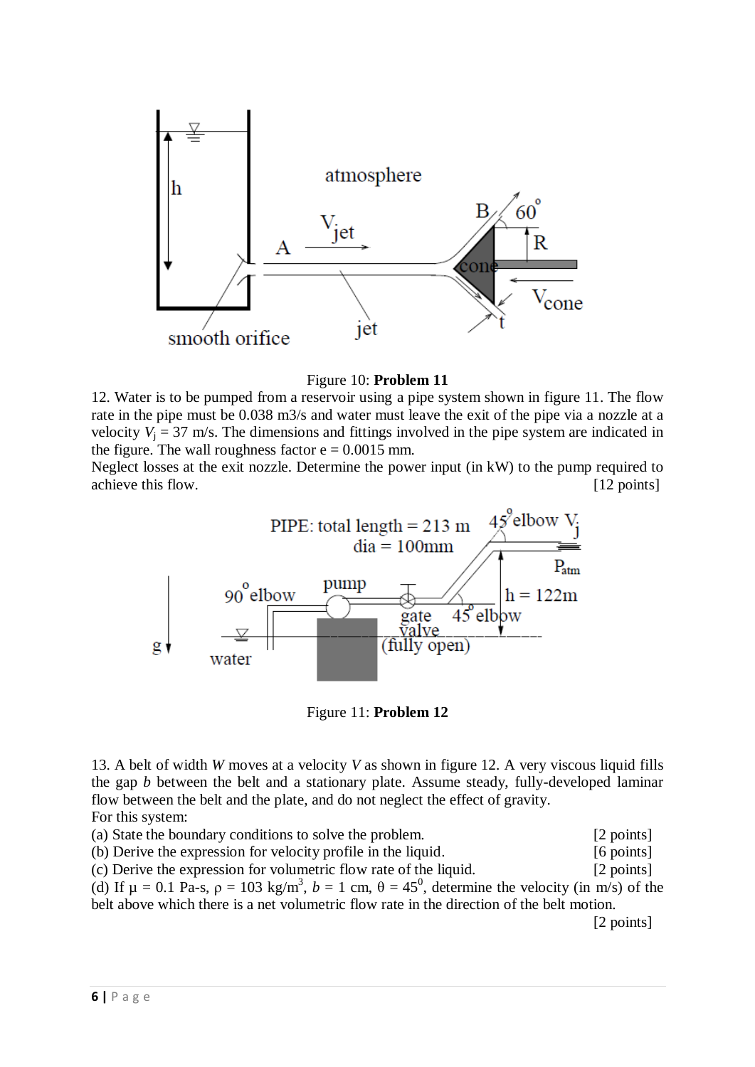Figure 10: **Problem 11**

12. Water is to be pumped from a reservoir using a pipe system shown in figure 11. The flow rate in the pipe must be 0.038 m3/s and water must leave the exit of the pipe via a nozzle at a velocity $V_j$ = 37 m/s. The dimensions and fittings involved in the pipe system are indicated in the figure. The wall roughness factor e = 0.0015 mm.

Neglect losses at the exit nozzle. Determine the power input (in kW) to the pump required to achieve this flow. [12 points]

Figure 11: **Problem 12**

13. A belt of width $W$ moves at a velocity $V$ as shown in figure 12. A very viscous liquid fills the gap $b$ between the belt and a stationary plate. Assume steady, fully-developed laminar flow between the belt and the plate, and do not neglect the effect of gravity.

For this system:

(a) State the boundary conditions to solve the problem. [2 points]

(b) Derive the expression for velocity profile in the liquid. [6 points]

(c) Derive the expression for volumetric flow rate of the liquid. [2 points]

(d) If $\mu$ = 0.1 Pa-s, $\rho$ = 103 kg/m$^3$, $b$ = 1 cm, $\theta = 45^0$, determine the velocity (in m/s) of the belt above which there is a net volumetric flow rate in the direction of the belt motion. [2 points]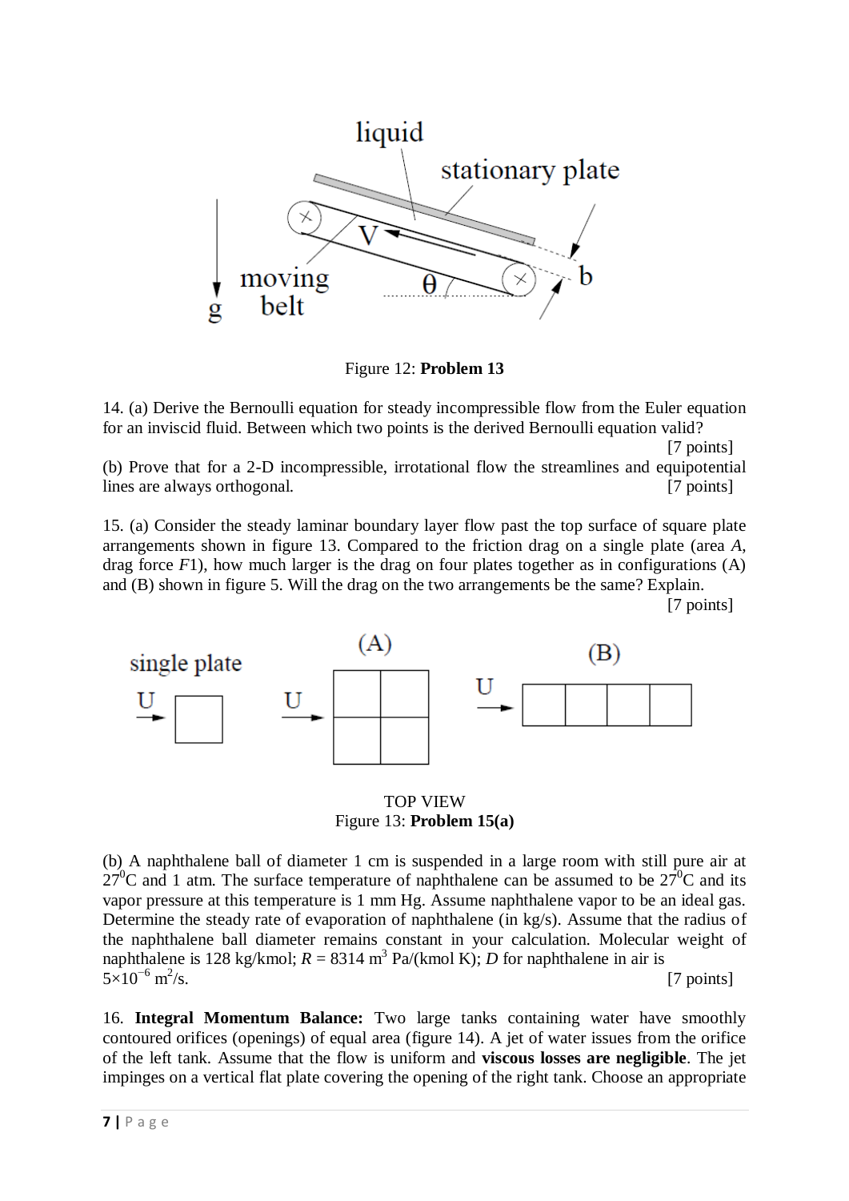Figure 12: **Problem 13**

14. (a) Derive the Bernoulli equation for steady incompressible flow from the Euler equation for an inviscid fluid. Between which two points is the derived Bernoulli equation valid?

[7 points]

(b) Prove that for a 2-D incompressible, irrotational flow the streamlines and equipotential lines are always orthogonal. [7 points]

15. (a) Consider the steady laminar boundary layer flow past the top surface of square plate arrangements shown in figure 13. Compared to the friction drag on a single plate (area *A*, drag force *F*1), how much larger is the drag on four plates together as in configurations (A) and (B) shown in figure 5. Will the drag on the two arrangements be the same? Explain.

[7 points]

TOP VIEW

Figure 13: **Problem 15(a)**

(b) A naphthalene ball of diameter 1 cm is suspended in a large room with still pure air at $27^0$C and 1 atm. The surface temperature of naphthalene can be assumed to be $27^0$C and its vapor pressure at this temperature is 1 mm Hg. Assume naphthalene vapor to be an ideal gas. Determine the steady rate of evaporation of naphthalene (in kg/s). Assume that the radius of the naphthalene ball diameter remains constant in your calculation. Molecular weight of naphthalene is 128 kg/kmol; $R$ = 8314 m$^3$ Pa/(kmol K); $D$ for naphthalene in air is $5\times10^{-6}$ m$^2$/s. [7 points]

16. **Integral Momentum Balance:** Two large tanks containing water have smoothly contoured orifices (openings) of equal area (figure 14). A jet of water issues from the orifice of the left tank. Assume that the flow is uniform and **viscous losses are negligible**. The jet impinges on a vertical flat plate covering the opening of the right tank. Choose an appropriate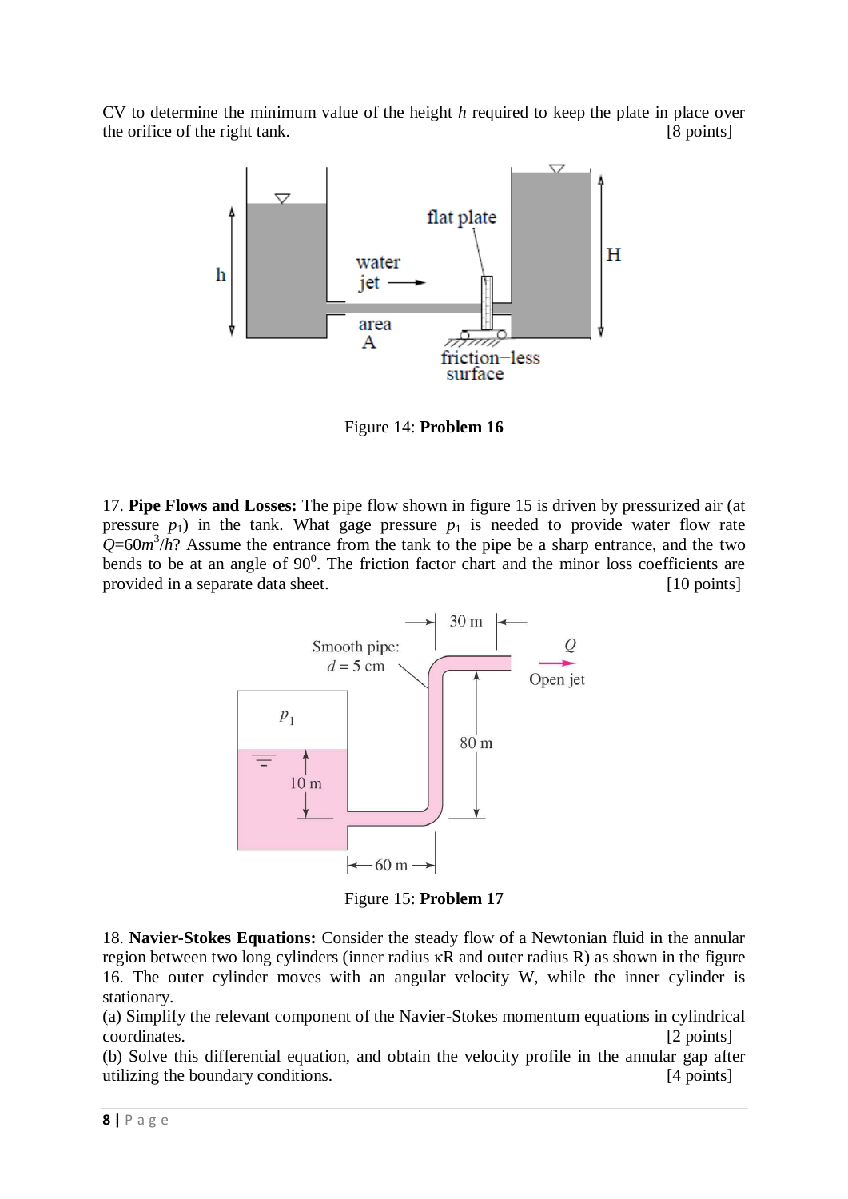CV to determine the minimum value of the height $h$ required to keep the plate in place over the orifice of the right tank. [8 points]

Figure 14: **Problem 16**

17. **Pipe Flows and Losses:** The pipe flow shown in figure 15 is driven by pressurized air (at pressure $p_1$) in the tank. What gage pressure $p_1$ is needed to provide water flow rate $Q$=60$m^3/h$? Assume the entrance from the tank to the pipe be a sharp entrance, and the two bends to be at an angle of $90^0$. The friction factor chart and the minor loss coefficients are provided in a separate data sheet. [10 points]

Figure 15: **Problem 17**

18. **Navier-Stokes Equations:** Consider the steady flow of a Newtonian fluid in the annular region between two long cylinders (inner radius κR and outer radius R) as shown in the figure 16. The outer cylinder moves with an angular velocity W, while the inner cylinder is stationary.

(a) Simplify the relevant component of the Navier-Stokes momentum equations in cylindrical coordinates. [2 points]

(b) Solve this differential equation, and obtain the velocity profile in the annular gap after utilizing the boundary conditions. [4 points]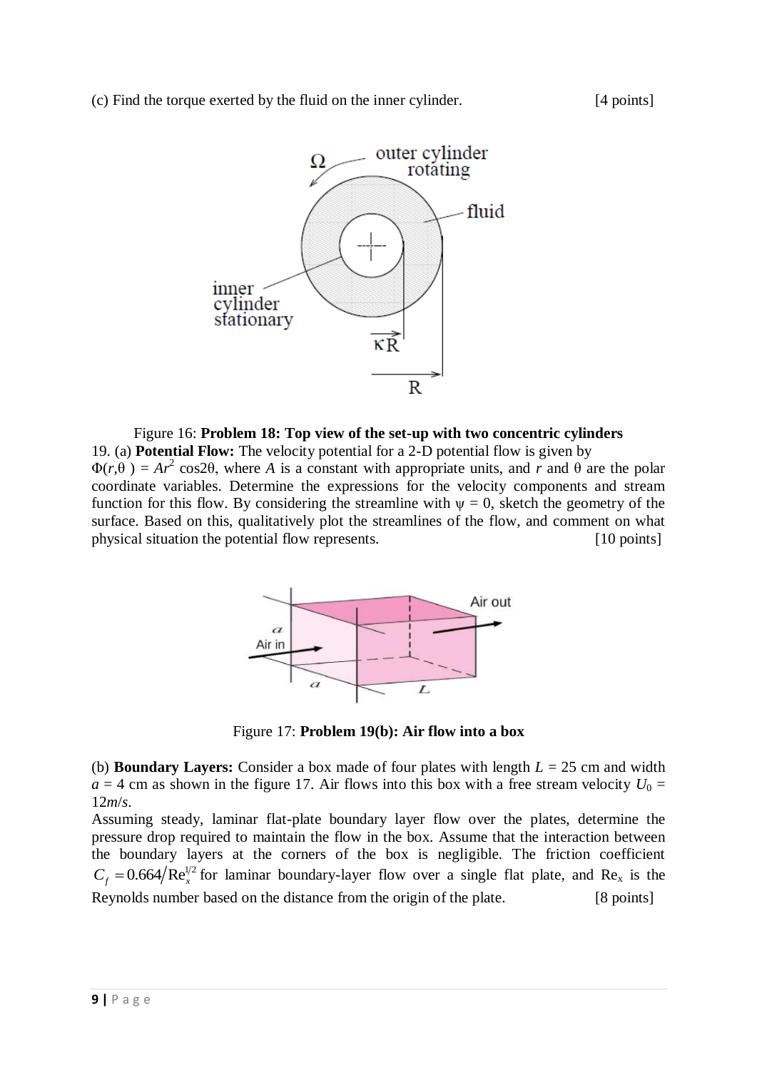(c) Find the torque exerted by the fluid on the inner cylinder. [4 points]

Ω

outer cylinder rotating

fluid

inner cylinder stationary

κR

R

Figure 16: **Problem 18: Top view of the set-up with two concentric cylinders**

19. (a) **Potential Flow:** The velocity potential for a 2-D potential flow is given by $\Phi(r,\theta) = Ar^2 \cos 2\theta$, where $A$ is a constant with appropriate units, and $r$ and $\theta$ are the polar coordinate variables. Determine the expressions for the velocity components and stream function for this flow. By considering the streamline with $\psi = 0$, sketch the geometry of the surface. Based on this, qualitatively plot the streamlines of the flow, and comment on what physical situation the potential flow represents. [10 points]

Air in

Air out

a

a

L

Figure 17: **Problem 19(b): Air flow into a box**

(b) **Boundary Layers:** Consider a box made of four plates with length $L$ = 25 cm and width $a$ = 4 cm as shown in the figure 17. Air flows into this box with a free stream velocity $U_0$ = 12$m/s$.

Assuming steady, laminar flat-plate boundary layer flow over the plates, determine the pressure drop required to maintain the flow in the box. Assume that the interaction between the boundary layers at the corners of the box is negligible. The friction coefficient $C_f = 0.664/\mathrm{Re}_x^{1/2}$ for laminar boundary-layer flow over a single flat plate, and $\mathrm{Re}_x$ is the Reynolds number based on the distance from the origin of the plate. [8 points]